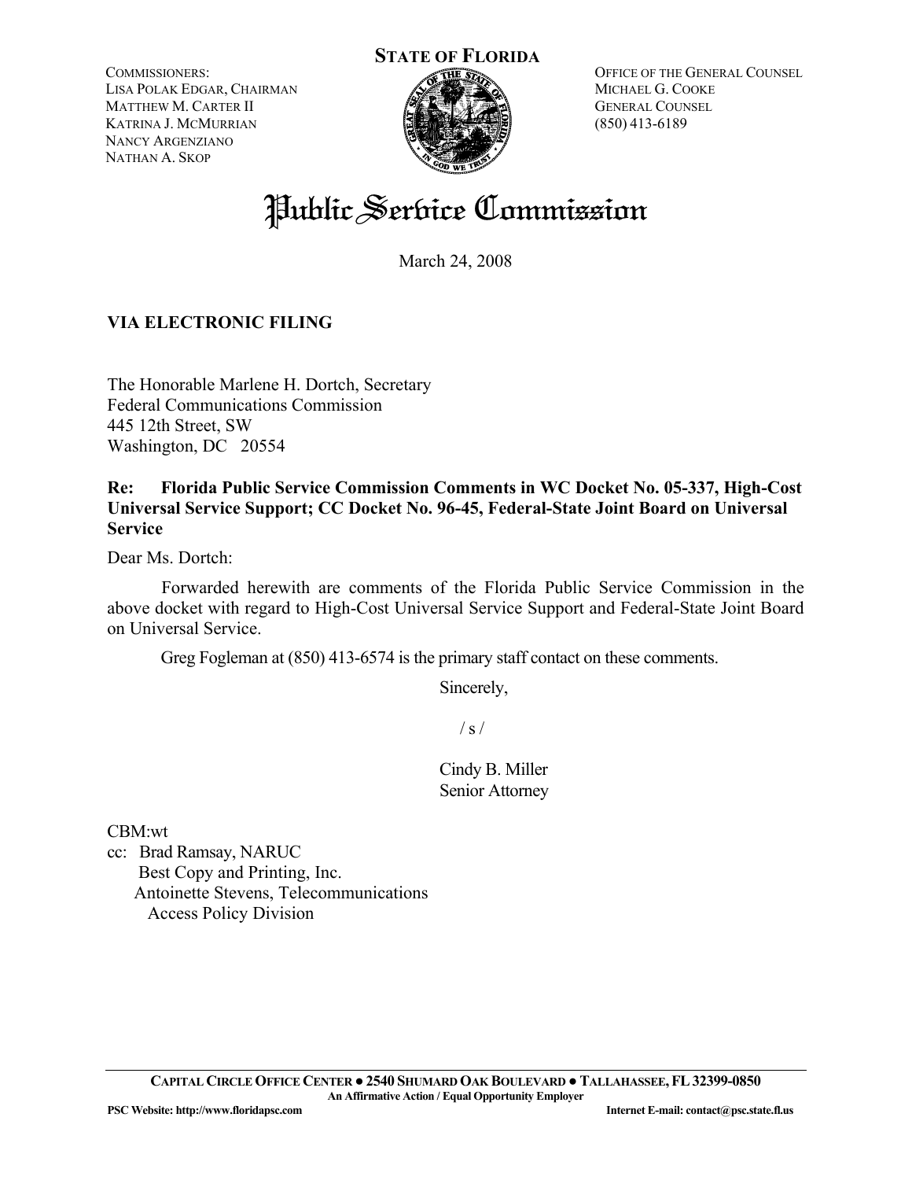**STATE OF FLORIDA**

COMMISSIONERS:
LISA POLAK EDGAR, CHAIRMAN
MATTHEW M. CARTER II
KATRINA J. MCMURRIAN
NANCY ARGENZIANO
NATHAN A. SKOP

OFFICE OF THE GENERAL COUNSEL
MICHAEL G. COOKE
GENERAL COUNSEL
(850) 413-6189

# Public Service Commission

March 24, 2008

**VIA ELECTRONIC FILING**

The Honorable Marlene H. Dortch, Secretary
Federal Communications Commission
445 12th Street, SW
Washington, DC 20554

**Re: Florida Public Service Commission Comments in WC Docket No. 05-337, High-Cost Universal Service Support; CC Docket No. 96-45, Federal-State Joint Board on Universal Service**

Dear Ms. Dortch:

Forwarded herewith are comments of the Florida Public Service Commission in the above docket with regard to High-Cost Universal Service Support and Federal-State Joint Board on Universal Service.

Greg Fogleman at (850) 413-6574 is the primary staff contact on these comments.

Sincerely,

/ s /

Cindy B. Miller
Senior Attorney

CBM:wt
cc: Brad Ramsay, NARUC
Best Copy and Printing, Inc.
Antoinette Stevens, Telecommunications Access Policy Division

CAPITAL CIRCLE OFFICE CENTER ● 2540 SHUMARD OAK BOULEVARD ● TALLAHASSEE, FL 32399-0850
An Affirmative Action / Equal Opportunity Employer
PSC Website: http://www.floridapsc.com Internet E-mail: contact@psc.state.fl.us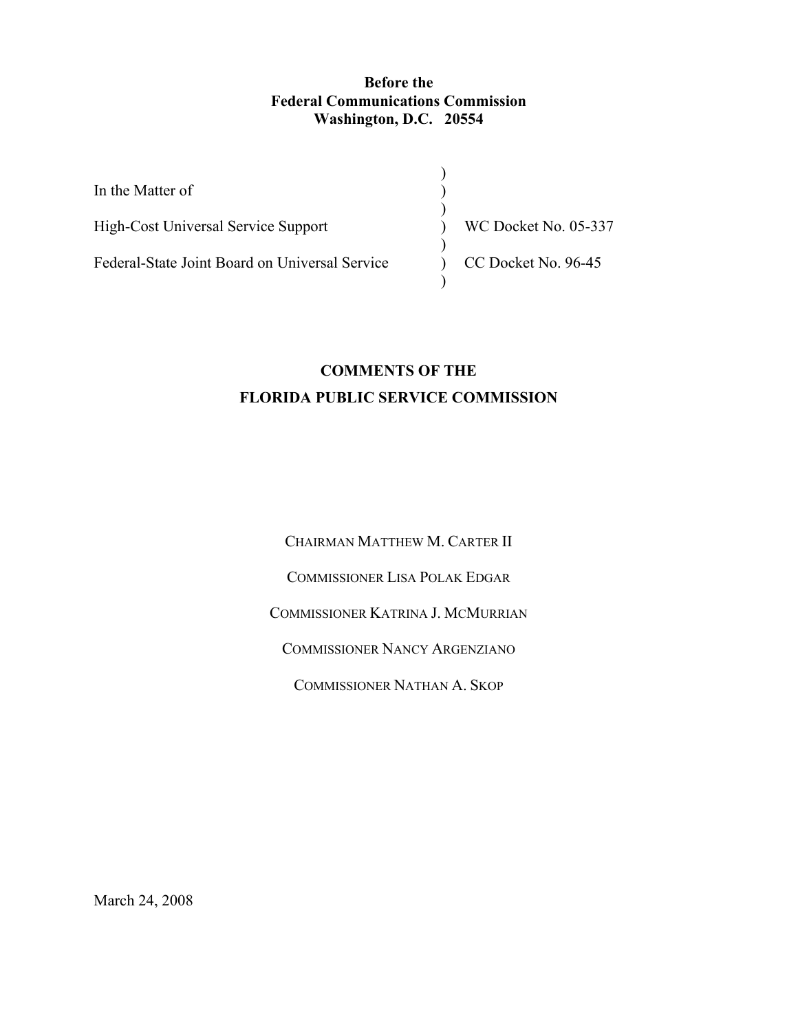**Before the**
**Federal Communications Commission**
**Washington, D.C. 20554**

| | | |
|---|---|---|
| In the Matter of | ) | |
| High-Cost Universal Service Support | ) | WC Docket No. 05-337 |
| Federal-State Joint Board on Universal Service | ) | CC Docket No. 96-45 |

**COMMENTS OF THE**
**FLORIDA PUBLIC SERVICE COMMISSION**

CHAIRMAN MATTHEW M. CARTER II

COMMISSIONER LISA POLAK EDGAR

COMMISSIONER KATRINA J. MCMURRIAN

COMMISSIONER NANCY ARGENZIANO

COMMISSIONER NATHAN A. SKOP

March 24, 2008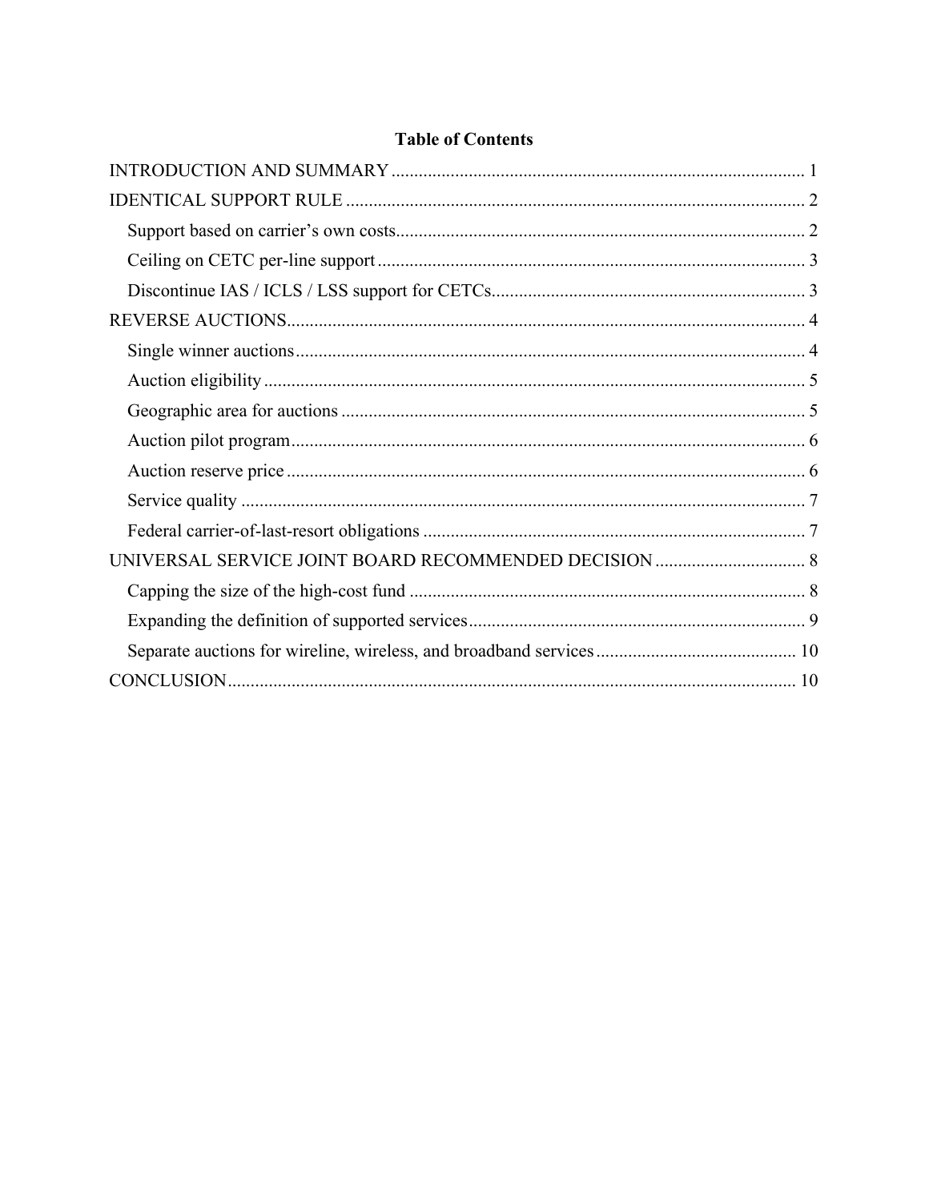**Table of Contents**

INTRODUCTION AND SUMMARY ........................................................................................... 1

IDENTICAL SUPPORT RULE ..................................................................................................... 2

- Support based on carrier's own costs.......................................................................................... 2
- Ceiling on CETC per-line support .............................................................................................. 3
- Discontinue IAS / ICLS / LSS support for CETCs..................................................................... 3

REVERSE AUCTIONS.................................................................................................................. 4

- Single winner auctions................................................................................................................ 4
- Auction eligibility ....................................................................................................................... 5
- Geographic area for auctions ...................................................................................................... 5
- Auction pilot program................................................................................................................. 6
- Auction reserve price .................................................................................................................. 6
- Service quality ............................................................................................................................ 7
- Federal carrier-of-last-resort obligations .................................................................................... 7

UNIVERSAL SERVICE JOINT BOARD RECOMMENDED DECISION ................................. 8

- Capping the size of the high-cost fund ....................................................................................... 8
- Expanding the definition of supported services.......................................................................... 9
- Separate auctions for wireline, wireless, and broadband services ............................................ 10

CONCLUSION............................................................................................................................ 10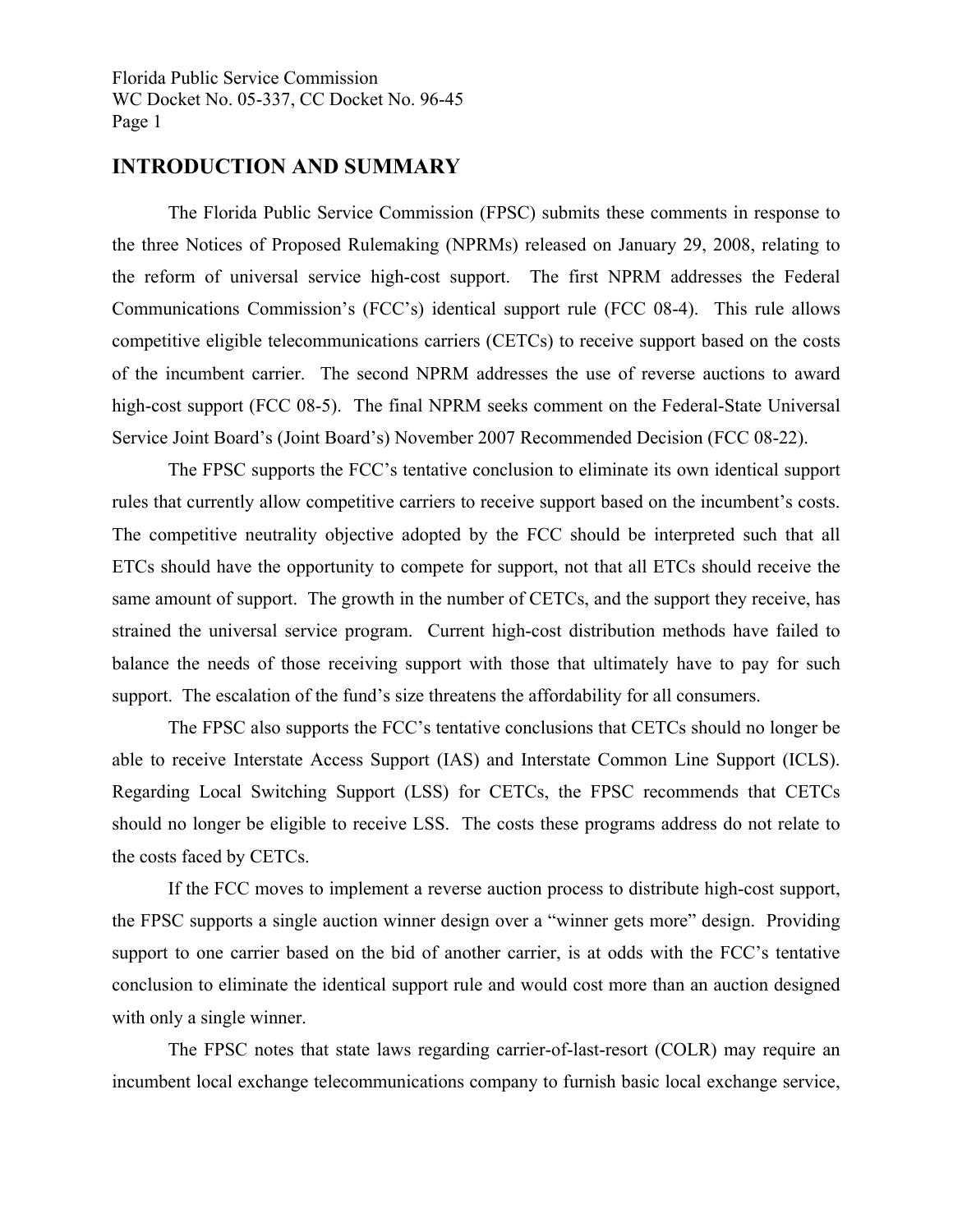## INTRODUCTION AND SUMMARY

The Florida Public Service Commission (FPSC) submits these comments in response to the three Notices of Proposed Rulemaking (NPRMs) released on January 29, 2008, relating to the reform of universal service high-cost support. The first NPRM addresses the Federal Communications Commission's (FCC's) identical support rule (FCC 08-4). This rule allows competitive eligible telecommunications carriers (CETCs) to receive support based on the costs of the incumbent carrier. The second NPRM addresses the use of reverse auctions to award high-cost support (FCC 08-5). The final NPRM seeks comment on the Federal-State Universal Service Joint Board's (Joint Board's) November 2007 Recommended Decision (FCC 08-22).

The FPSC supports the FCC's tentative conclusion to eliminate its own identical support rules that currently allow competitive carriers to receive support based on the incumbent's costs. The competitive neutrality objective adopted by the FCC should be interpreted such that all ETCs should have the opportunity to compete for support, not that all ETCs should receive the same amount of support. The growth in the number of CETCs, and the support they receive, has strained the universal service program. Current high-cost distribution methods have failed to balance the needs of those receiving support with those that ultimately have to pay for such support. The escalation of the fund's size threatens the affordability for all consumers.

The FPSC also supports the FCC's tentative conclusions that CETCs should no longer be able to receive Interstate Access Support (IAS) and Interstate Common Line Support (ICLS). Regarding Local Switching Support (LSS) for CETCs, the FPSC recommends that CETCs should no longer be eligible to receive LSS. The costs these programs address do not relate to the costs faced by CETCs.

If the FCC moves to implement a reverse auction process to distribute high-cost support, the FPSC supports a single auction winner design over a "winner gets more" design. Providing support to one carrier based on the bid of another carrier, is at odds with the FCC's tentative conclusion to eliminate the identical support rule and would cost more than an auction designed with only a single winner.

The FPSC notes that state laws regarding carrier-of-last-resort (COLR) may require an incumbent local exchange telecommunications company to furnish basic local exchange service,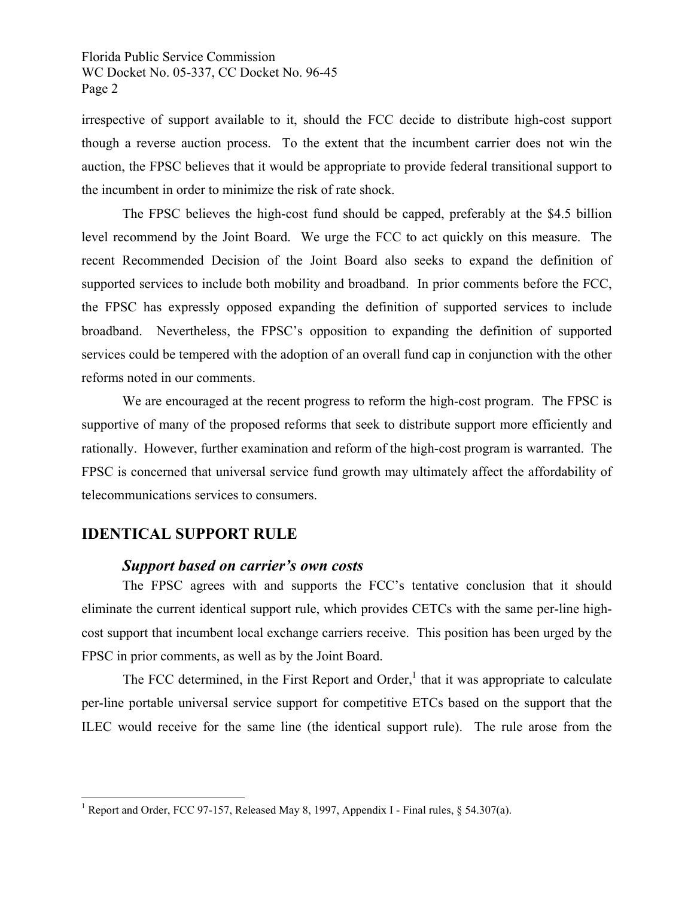irrespective of support available to it, should the FCC decide to distribute high-cost support though a reverse auction process. To the extent that the incumbent carrier does not win the auction, the FPSC believes that it would be appropriate to provide federal transitional support to the incumbent in order to minimize the risk of rate shock.

The FPSC believes the high-cost fund should be capped, preferably at the $4.5 billion level recommend by the Joint Board. We urge the FCC to act quickly on this measure. The recent Recommended Decision of the Joint Board also seeks to expand the definition of supported services to include both mobility and broadband. In prior comments before the FCC, the FPSC has expressly opposed expanding the definition of supported services to include broadband. Nevertheless, the FPSC's opposition to expanding the definition of supported services could be tempered with the adoption of an overall fund cap in conjunction with the other reforms noted in our comments.

We are encouraged at the recent progress to reform the high-cost program. The FPSC is supportive of many of the proposed reforms that seek to distribute support more efficiently and rationally. However, further examination and reform of the high-cost program is warranted. The FPSC is concerned that universal service fund growth may ultimately affect the affordability of telecommunications services to consumers.

## IDENTICAL SUPPORT RULE

### *Support based on carrier's own costs*

The FPSC agrees with and supports the FCC's tentative conclusion that it should eliminate the current identical support rule, which provides CETCs with the same per-line high-cost support that incumbent local exchange carriers receive. This position has been urged by the FPSC in prior comments, as well as by the Joint Board.

The FCC determined, in the First Report and Order,[1] that it was appropriate to calculate per-line portable universal service support for competitive ETCs based on the support that the ILEC would receive for the same line (the identical support rule). The rule arose from the

[1] Report and Order, FCC 97-157, Released May 8, 1997, Appendix I - Final rules, § 54.307(a).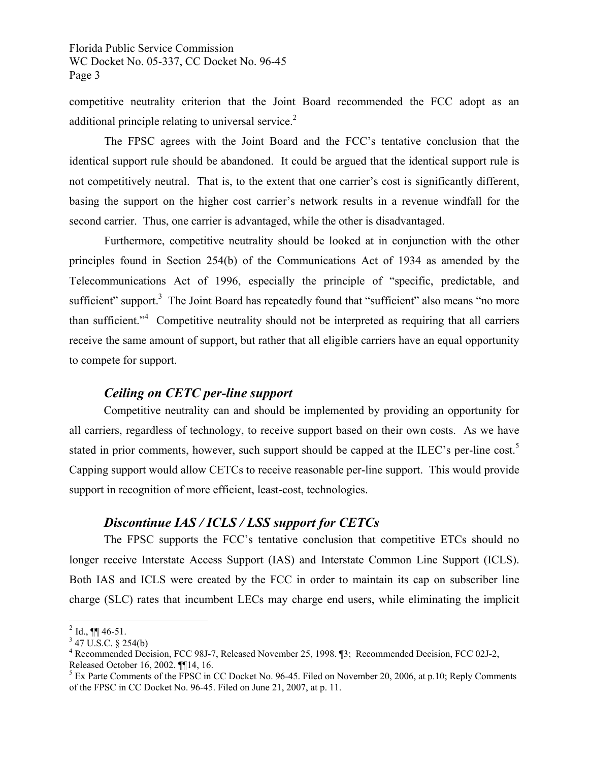competitive neutrality criterion that the Joint Board recommended the FCC adopt as an additional principle relating to universal service.[2]

The FPSC agrees with the Joint Board and the FCC's tentative conclusion that the identical support rule should be abandoned. It could be argued that the identical support rule is not competitively neutral. That is, to the extent that one carrier's cost is significantly different, basing the support on the higher cost carrier's network results in a revenue windfall for the second carrier. Thus, one carrier is advantaged, while the other is disadvantaged.

Furthermore, competitive neutrality should be looked at in conjunction with the other principles found in Section 254(b) of the Communications Act of 1934 as amended by the Telecommunications Act of 1996, especially the principle of "specific, predictable, and sufficient" support.[3] The Joint Board has repeatedly found that "sufficient" also means "no more than sufficient."[4] Competitive neutrality should not be interpreted as requiring that all carriers receive the same amount of support, but rather that all eligible carriers have an equal opportunity to compete for support.

### *Ceiling on CETC per-line support*

Competitive neutrality can and should be implemented by providing an opportunity for all carriers, regardless of technology, to receive support based on their own costs. As we have stated in prior comments, however, such support should be capped at the ILEC's per-line cost.[5] Capping support would allow CETCs to receive reasonable per-line support. This would provide support in recognition of more efficient, least-cost, technologies.

### *Discontinue IAS / ICLS / LSS support for CETCs*

The FPSC supports the FCC's tentative conclusion that competitive ETCs should no longer receive Interstate Access Support (IAS) and Interstate Common Line Support (ICLS). Both IAS and ICLS were created by the FCC in order to maintain its cap on subscriber line charge (SLC) rates that incumbent LECs may charge end users, while eliminating the implicit

---

[2] Id., ¶¶ 46-51.

[3] 47 U.S.C. § 254(b)

[4] Recommended Decision, FCC 98J-7, Released November 25, 1998. ¶3; Recommended Decision, FCC 02J-2, Released October 16, 2002. ¶¶14, 16.

[5] Ex Parte Comments of the FPSC in CC Docket No. 96-45. Filed on November 20, 2006, at p.10; Reply Comments of the FPSC in CC Docket No. 96-45. Filed on June 21, 2007, at p. 11.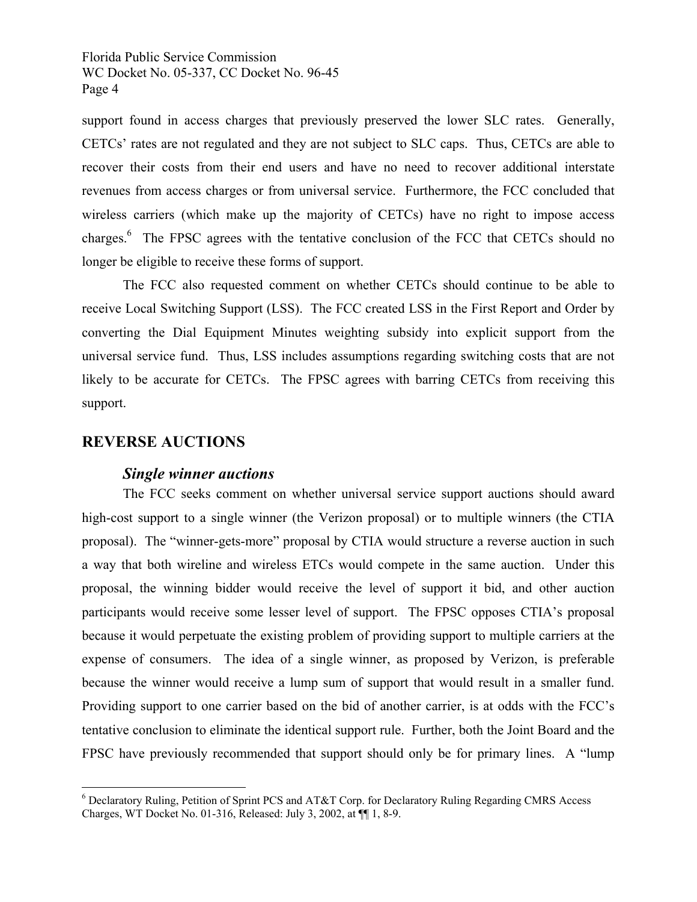support found in access charges that previously preserved the lower SLC rates. Generally, CETCs' rates are not regulated and they are not subject to SLC caps. Thus, CETCs are able to recover their costs from their end users and have no need to recover additional interstate revenues from access charges or from universal service. Furthermore, the FCC concluded that wireless carriers (which make up the majority of CETCs) have no right to impose access charges.[6] The FPSC agrees with the tentative conclusion of the FCC that CETCs should no longer be eligible to receive these forms of support.

The FCC also requested comment on whether CETCs should continue to be able to receive Local Switching Support (LSS). The FCC created LSS in the First Report and Order by converting the Dial Equipment Minutes weighting subsidy into explicit support from the universal service fund. Thus, LSS includes assumptions regarding switching costs that are not likely to be accurate for CETCs. The FPSC agrees with barring CETCs from receiving this support.

## REVERSE AUCTIONS

### *Single winner auctions*

The FCC seeks comment on whether universal service support auctions should award high-cost support to a single winner (the Verizon proposal) or to multiple winners (the CTIA proposal). The "winner-gets-more" proposal by CTIA would structure a reverse auction in such a way that both wireline and wireless ETCs would compete in the same auction. Under this proposal, the winning bidder would receive the level of support it bid, and other auction participants would receive some lesser level of support. The FPSC opposes CTIA's proposal because it would perpetuate the existing problem of providing support to multiple carriers at the expense of consumers. The idea of a single winner, as proposed by Verizon, is preferable because the winner would receive a lump sum of support that would result in a smaller fund. Providing support to one carrier based on the bid of another carrier, is at odds with the FCC's tentative conclusion to eliminate the identical support rule. Further, both the Joint Board and the FPSC have previously recommended that support should only be for primary lines. A "lump

---

[6] Declaratory Ruling, Petition of Sprint PCS and AT&T Corp. for Declaratory Ruling Regarding CMRS Access Charges, WT Docket No. 01-316, Released: July 3, 2002, at ¶¶ 1, 8-9.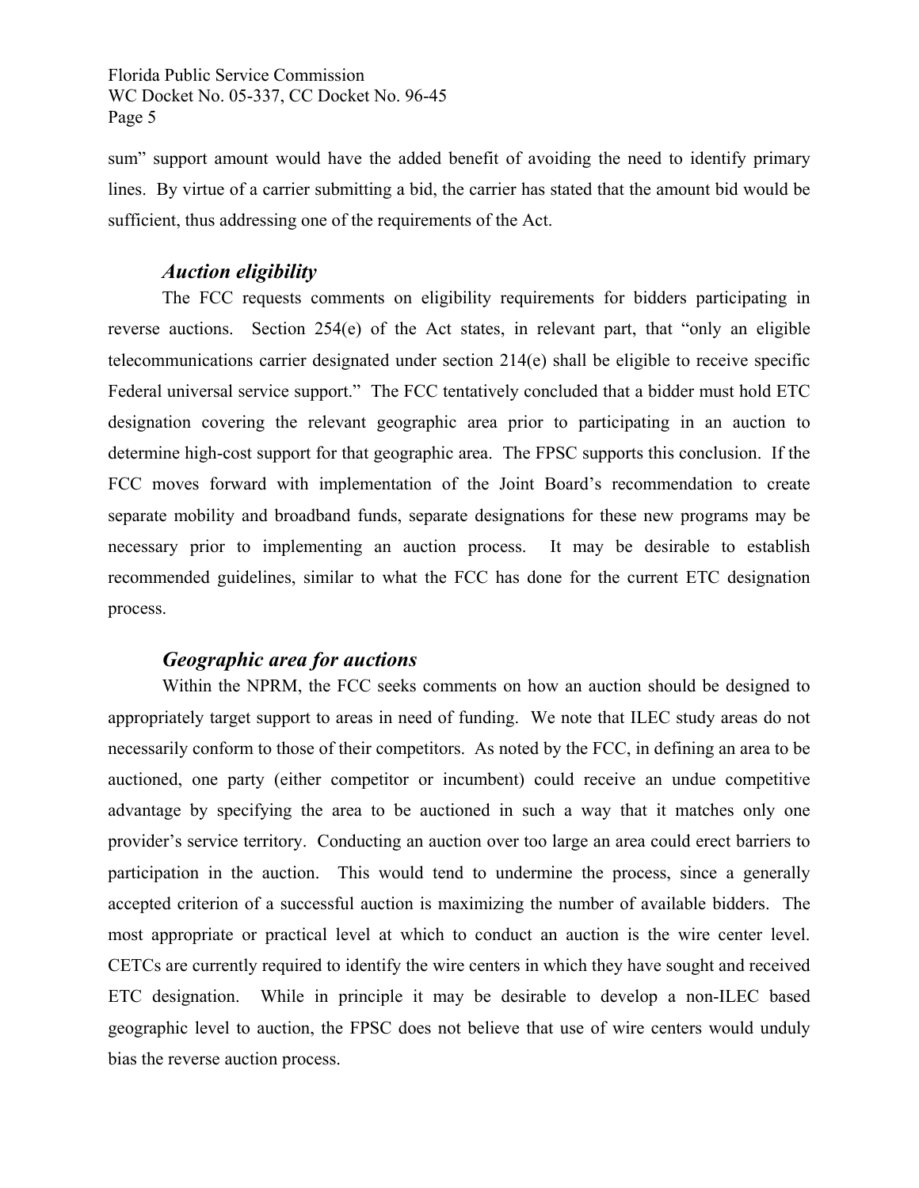sum" support amount would have the added benefit of avoiding the need to identify primary lines. By virtue of a carrier submitting a bid, the carrier has stated that the amount bid would be sufficient, thus addressing one of the requirements of the Act.

### *Auction eligibility*

The FCC requests comments on eligibility requirements for bidders participating in reverse auctions. Section 254(e) of the Act states, in relevant part, that "only an eligible telecommunications carrier designated under section 214(e) shall be eligible to receive specific Federal universal service support." The FCC tentatively concluded that a bidder must hold ETC designation covering the relevant geographic area prior to participating in an auction to determine high-cost support for that geographic area. The FPSC supports this conclusion. If the FCC moves forward with implementation of the Joint Board's recommendation to create separate mobility and broadband funds, separate designations for these new programs may be necessary prior to implementing an auction process. It may be desirable to establish recommended guidelines, similar to what the FCC has done for the current ETC designation process.

### *Geographic area for auctions*

Within the NPRM, the FCC seeks comments on how an auction should be designed to appropriately target support to areas in need of funding. We note that ILEC study areas do not necessarily conform to those of their competitors. As noted by the FCC, in defining an area to be auctioned, one party (either competitor or incumbent) could receive an undue competitive advantage by specifying the area to be auctioned in such a way that it matches only one provider's service territory. Conducting an auction over too large an area could erect barriers to participation in the auction. This would tend to undermine the process, since a generally accepted criterion of a successful auction is maximizing the number of available bidders. The most appropriate or practical level at which to conduct an auction is the wire center level. CETCs are currently required to identify the wire centers in which they have sought and received ETC designation. While in principle it may be desirable to develop a non-ILEC based geographic level to auction, the FPSC does not believe that use of wire centers would unduly bias the reverse auction process.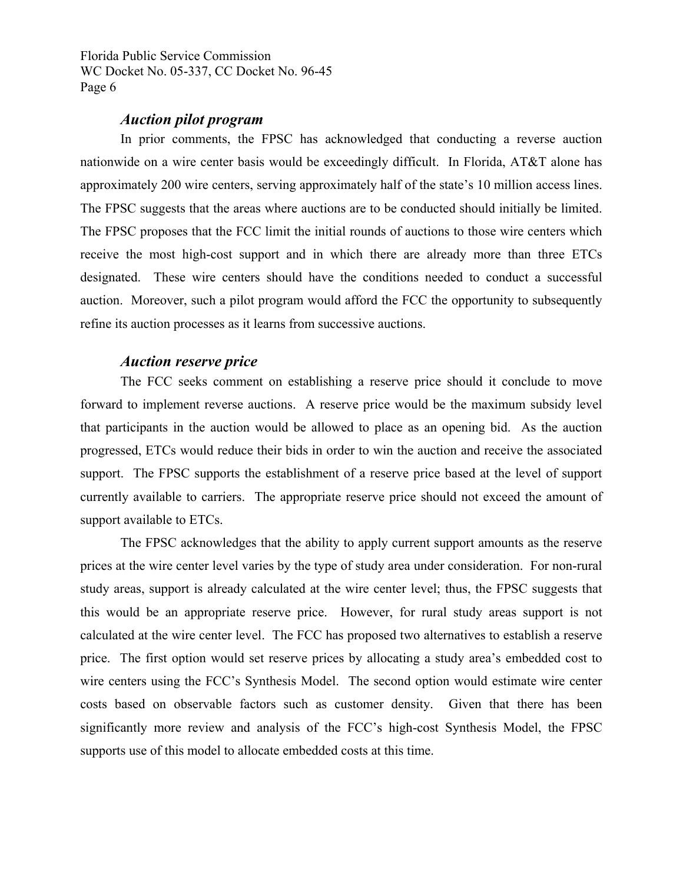### *Auction pilot program*

In prior comments, the FPSC has acknowledged that conducting a reverse auction nationwide on a wire center basis would be exceedingly difficult. In Florida, AT&T alone has approximately 200 wire centers, serving approximately half of the state's 10 million access lines. The FPSC suggests that the areas where auctions are to be conducted should initially be limited. The FPSC proposes that the FCC limit the initial rounds of auctions to those wire centers which receive the most high-cost support and in which there are already more than three ETCs designated. These wire centers should have the conditions needed to conduct a successful auction. Moreover, such a pilot program would afford the FCC the opportunity to subsequently refine its auction processes as it learns from successive auctions.

### *Auction reserve price*

The FCC seeks comment on establishing a reserve price should it conclude to move forward to implement reverse auctions. A reserve price would be the maximum subsidy level that participants in the auction would be allowed to place as an opening bid. As the auction progressed, ETCs would reduce their bids in order to win the auction and receive the associated support. The FPSC supports the establishment of a reserve price based at the level of support currently available to carriers. The appropriate reserve price should not exceed the amount of support available to ETCs.

The FPSC acknowledges that the ability to apply current support amounts as the reserve prices at the wire center level varies by the type of study area under consideration. For non-rural study areas, support is already calculated at the wire center level; thus, the FPSC suggests that this would be an appropriate reserve price. However, for rural study areas support is not calculated at the wire center level. The FCC has proposed two alternatives to establish a reserve price. The first option would set reserve prices by allocating a study area's embedded cost to wire centers using the FCC's Synthesis Model. The second option would estimate wire center costs based on observable factors such as customer density. Given that there has been significantly more review and analysis of the FCC's high-cost Synthesis Model, the FPSC supports use of this model to allocate embedded costs at this time.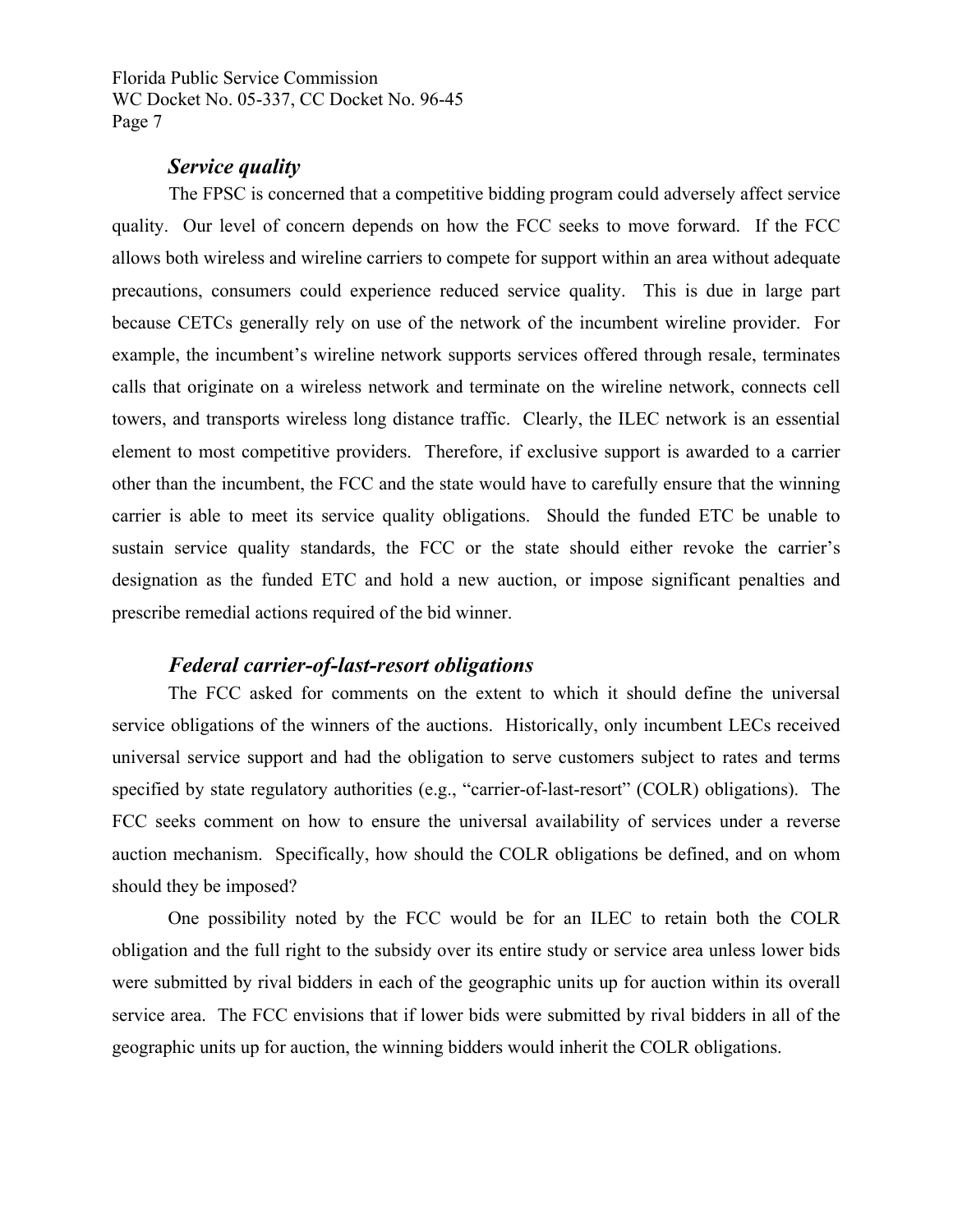### *Service quality*

The FPSC is concerned that a competitive bidding program could adversely affect service quality. Our level of concern depends on how the FCC seeks to move forward. If the FCC allows both wireless and wireline carriers to compete for support within an area without adequate precautions, consumers could experience reduced service quality. This is due in large part because CETCs generally rely on use of the network of the incumbent wireline provider. For example, the incumbent's wireline network supports services offered through resale, terminates calls that originate on a wireless network and terminate on the wireline network, connects cell towers, and transports wireless long distance traffic. Clearly, the ILEC network is an essential element to most competitive providers. Therefore, if exclusive support is awarded to a carrier other than the incumbent, the FCC and the state would have to carefully ensure that the winning carrier is able to meet its service quality obligations. Should the funded ETC be unable to sustain service quality standards, the FCC or the state should either revoke the carrier's designation as the funded ETC and hold a new auction, or impose significant penalties and prescribe remedial actions required of the bid winner.

### *Federal carrier-of-last-resort obligations*

The FCC asked for comments on the extent to which it should define the universal service obligations of the winners of the auctions. Historically, only incumbent LECs received universal service support and had the obligation to serve customers subject to rates and terms specified by state regulatory authorities (e.g., "carrier-of-last-resort" (COLR) obligations). The FCC seeks comment on how to ensure the universal availability of services under a reverse auction mechanism. Specifically, how should the COLR obligations be defined, and on whom should they be imposed?

One possibility noted by the FCC would be for an ILEC to retain both the COLR obligation and the full right to the subsidy over its entire study or service area unless lower bids were submitted by rival bidders in each of the geographic units up for auction within its overall service area. The FCC envisions that if lower bids were submitted by rival bidders in all of the geographic units up for auction, the winning bidders would inherit the COLR obligations.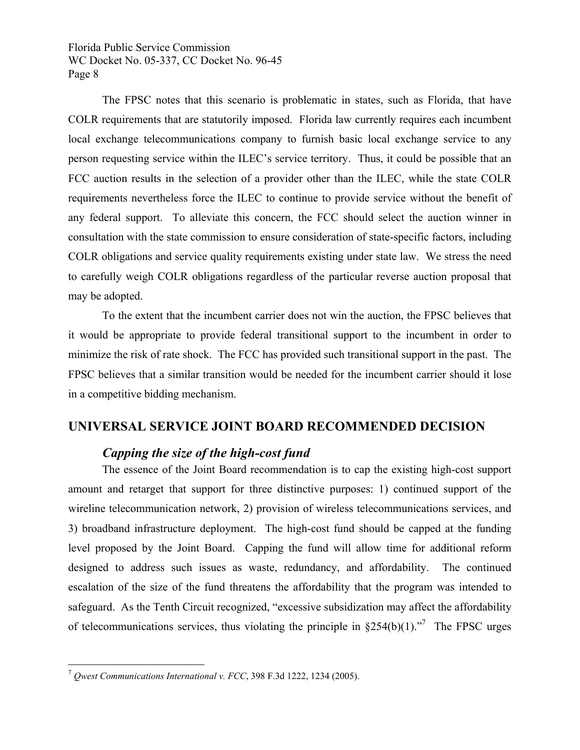The FPSC notes that this scenario is problematic in states, such as Florida, that have COLR requirements that are statutorily imposed. Florida law currently requires each incumbent local exchange telecommunications company to furnish basic local exchange service to any person requesting service within the ILEC's service territory. Thus, it could be possible that an FCC auction results in the selection of a provider other than the ILEC, while the state COLR requirements nevertheless force the ILEC to continue to provide service without the benefit of any federal support. To alleviate this concern, the FCC should select the auction winner in consultation with the state commission to ensure consideration of state-specific factors, including COLR obligations and service quality requirements existing under state law. We stress the need to carefully weigh COLR obligations regardless of the particular reverse auction proposal that may be adopted.

To the extent that the incumbent carrier does not win the auction, the FPSC believes that it would be appropriate to provide federal transitional support to the incumbent in order to minimize the risk of rate shock. The FCC has provided such transitional support in the past. The FPSC believes that a similar transition would be needed for the incumbent carrier should it lose in a competitive bidding mechanism.

## UNIVERSAL SERVICE JOINT BOARD RECOMMENDED DECISION

### *Capping the size of the high-cost fund*

The essence of the Joint Board recommendation is to cap the existing high-cost support amount and retarget that support for three distinctive purposes: 1) continued support of the wireline telecommunication network, 2) provision of wireless telecommunications services, and 3) broadband infrastructure deployment. The high-cost fund should be capped at the funding level proposed by the Joint Board. Capping the fund will allow time for additional reform designed to address such issues as waste, redundancy, and affordability. The continued escalation of the size of the fund threatens the affordability that the program was intended to safeguard. As the Tenth Circuit recognized, "excessive subsidization may affect the affordability of telecommunications services, thus violating the principle in §254(b)(1)."[7] The FPSC urges

[7] *Qwest Communications International v. FCC*, 398 F.3d 1222, 1234 (2005).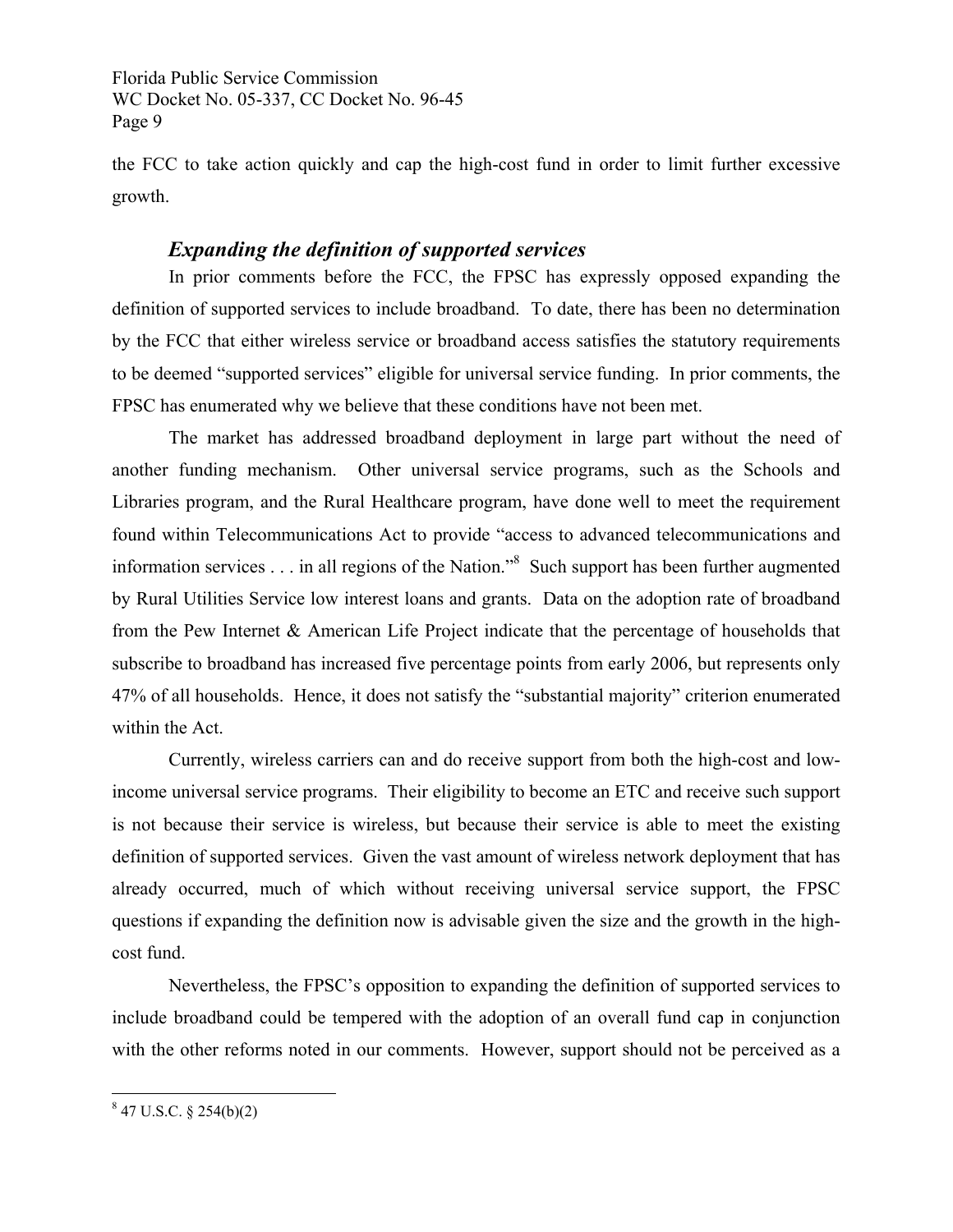the FCC to take action quickly and cap the high-cost fund in order to limit further excessive growth.

### *Expanding the definition of supported services*

In prior comments before the FCC, the FPSC has expressly opposed expanding the definition of supported services to include broadband. To date, there has been no determination by the FCC that either wireless service or broadband access satisfies the statutory requirements to be deemed "supported services" eligible for universal service funding. In prior comments, the FPSC has enumerated why we believe that these conditions have not been met.

The market has addressed broadband deployment in large part without the need of another funding mechanism. Other universal service programs, such as the Schools and Libraries program, and the Rural Healthcare program, have done well to meet the requirement found within Telecommunications Act to provide "access to advanced telecommunications and information services . . . in all regions of the Nation."[8] Such support has been further augmented by Rural Utilities Service low interest loans and grants. Data on the adoption rate of broadband from the Pew Internet & American Life Project indicate that the percentage of households that subscribe to broadband has increased five percentage points from early 2006, but represents only 47% of all households. Hence, it does not satisfy the "substantial majority" criterion enumerated within the Act.

Currently, wireless carriers can and do receive support from both the high-cost and low-income universal service programs. Their eligibility to become an ETC and receive such support is not because their service is wireless, but because their service is able to meet the existing definition of supported services. Given the vast amount of wireless network deployment that has already occurred, much of which without receiving universal service support, the FPSC questions if expanding the definition now is advisable given the size and the growth in the high-cost fund.

Nevertheless, the FPSC's opposition to expanding the definition of supported services to include broadband could be tempered with the adoption of an overall fund cap in conjunction with the other reforms noted in our comments. However, support should not be perceived as a

---

[8] 47 U.S.C. § 254(b)(2)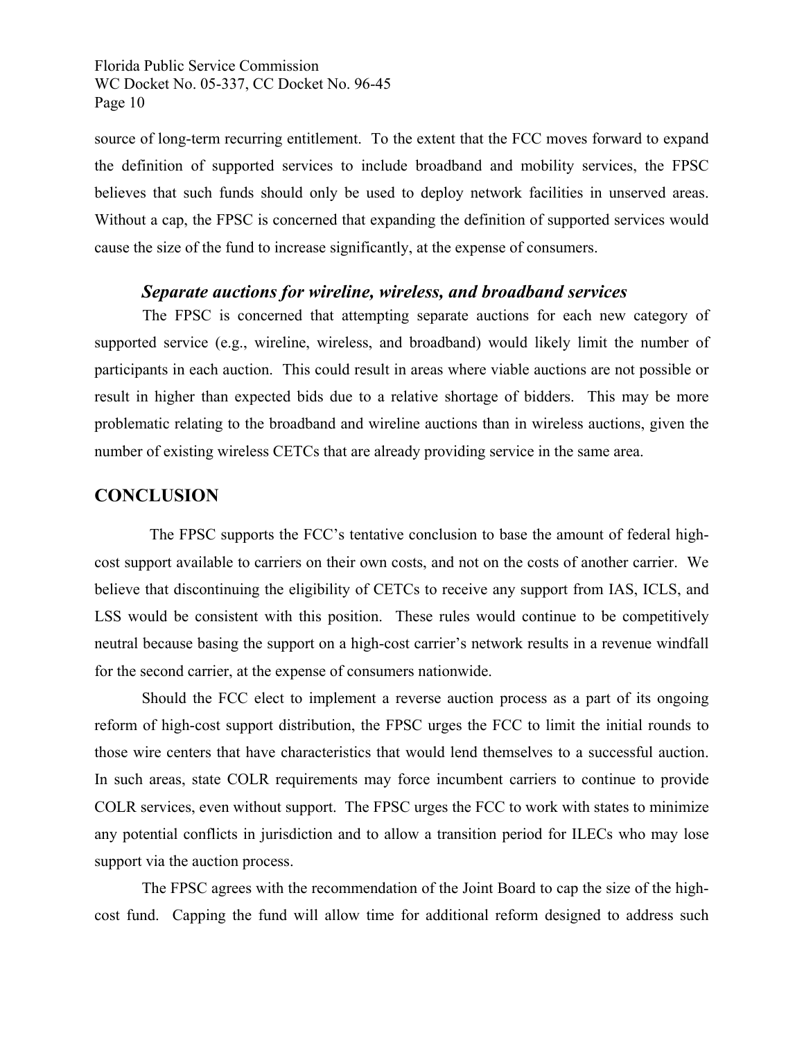source of long-term recurring entitlement. To the extent that the FCC moves forward to expand the definition of supported services to include broadband and mobility services, the FPSC believes that such funds should only be used to deploy network facilities in unserved areas. Without a cap, the FPSC is concerned that expanding the definition of supported services would cause the size of the fund to increase significantly, at the expense of consumers.

### *Separate auctions for wireline, wireless, and broadband services*

The FPSC is concerned that attempting separate auctions for each new category of supported service (e.g., wireline, wireless, and broadband) would likely limit the number of participants in each auction. This could result in areas where viable auctions are not possible or result in higher than expected bids due to a relative shortage of bidders. This may be more problematic relating to the broadband and wireline auctions than in wireless auctions, given the number of existing wireless CETCs that are already providing service in the same area.

## CONCLUSION

The FPSC supports the FCC's tentative conclusion to base the amount of federal high-cost support available to carriers on their own costs, and not on the costs of another carrier. We believe that discontinuing the eligibility of CETCs to receive any support from IAS, ICLS, and LSS would be consistent with this position. These rules would continue to be competitively neutral because basing the support on a high-cost carrier's network results in a revenue windfall for the second carrier, at the expense of consumers nationwide.

Should the FCC elect to implement a reverse auction process as a part of its ongoing reform of high-cost support distribution, the FPSC urges the FCC to limit the initial rounds to those wire centers that have characteristics that would lend themselves to a successful auction. In such areas, state COLR requirements may force incumbent carriers to continue to provide COLR services, even without support. The FPSC urges the FCC to work with states to minimize any potential conflicts in jurisdiction and to allow a transition period for ILECs who may lose support via the auction process.

The FPSC agrees with the recommendation of the Joint Board to cap the size of the high-cost fund. Capping the fund will allow time for additional reform designed to address such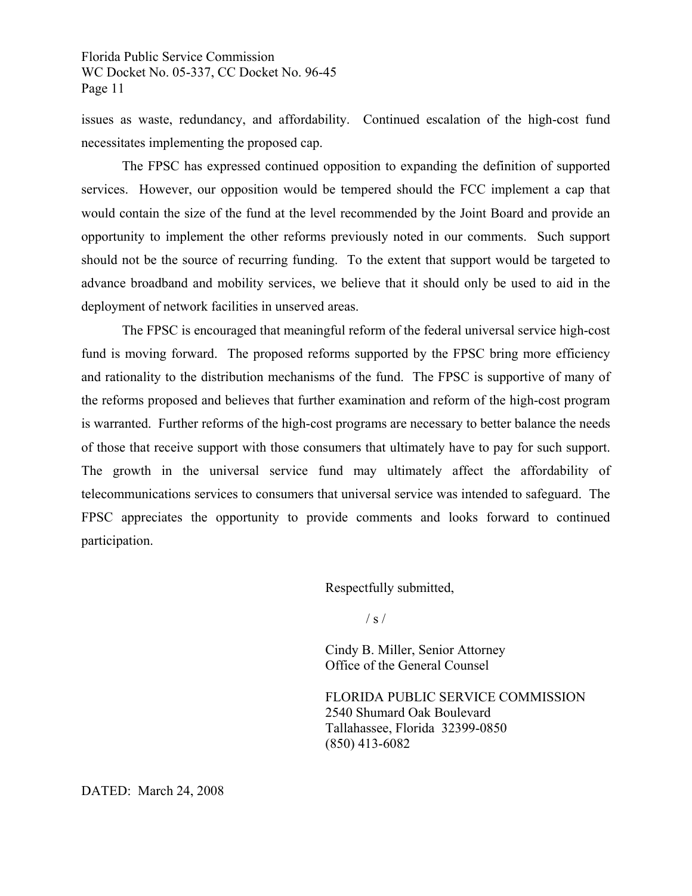issues as waste, redundancy, and affordability. Continued escalation of the high-cost fund necessitates implementing the proposed cap.

The FPSC has expressed continued opposition to expanding the definition of supported services. However, our opposition would be tempered should the FCC implement a cap that would contain the size of the fund at the level recommended by the Joint Board and provide an opportunity to implement the other reforms previously noted in our comments. Such support should not be the source of recurring funding. To the extent that support would be targeted to advance broadband and mobility services, we believe that it should only be used to aid in the deployment of network facilities in unserved areas.

The FPSC is encouraged that meaningful reform of the federal universal service high-cost fund is moving forward. The proposed reforms supported by the FPSC bring more efficiency and rationality to the distribution mechanisms of the fund. The FPSC is supportive of many of the reforms proposed and believes that further examination and reform of the high-cost program is warranted. Further reforms of the high-cost programs are necessary to better balance the needs of those that receive support with those consumers that ultimately have to pay for such support. The growth in the universal service fund may ultimately affect the affordability of telecommunications services to consumers that universal service was intended to safeguard. The FPSC appreciates the opportunity to provide comments and looks forward to continued participation.

Respectfully submitted,

/ s /

Cindy B. Miller, Senior Attorney
Office of the General Counsel

FLORIDA PUBLIC SERVICE COMMISSION
2540 Shumard Oak Boulevard
Tallahassee, Florida 32399-0850
(850) 413-6082

DATED: March 24, 2008